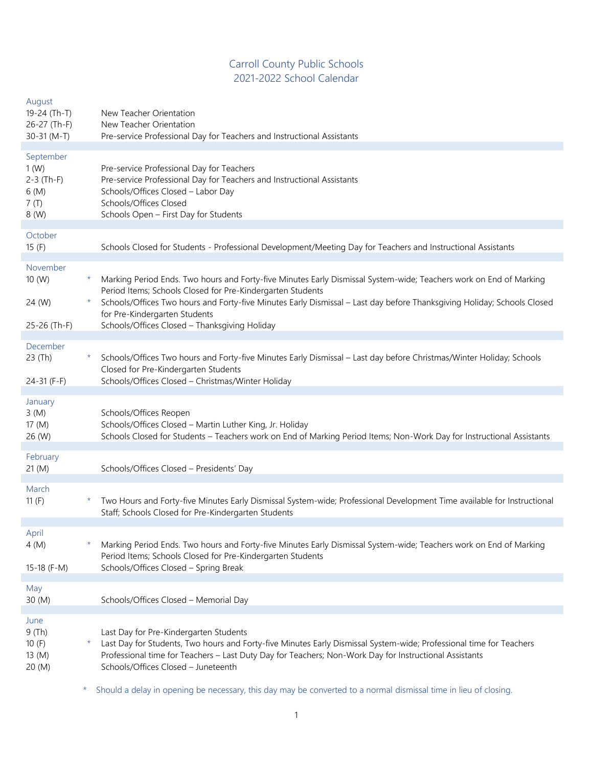# Carroll County Public Schools
## 2021-2022 School Calendar

| | | |
|---|---|---|
| **August** | | |
| 19-24 (Th-T) | | New Teacher Orientation |
| 26-27 (Th-F) | | New Teacher Orientation |
| 30-31 (M-T) | | Pre-service Professional Day for Teachers and Instructional Assistants |
| **September** | | |
| 1 (W) | | Pre-service Professional Day for Teachers |
| 2-3 (Th-F) | | Pre-service Professional Day for Teachers and Instructional Assistants |
| 6 (M) | | Schools/Offices Closed – Labor Day |
| 7 (T) | | Schools/Offices Closed |
| 8 (W) | | Schools Open – First Day for Students |
| **October** | | |
| 15 (F) | | Schools Closed for Students - Professional Development/Meeting Day for Teachers and Instructional Assistants |
| **November** | | |
| 10 (W) | * | Marking Period Ends. Two hours and Forty-five Minutes Early Dismissal System-wide; Teachers work on End of Marking Period Items; Schools Closed for Pre-Kindergarten Students |
| 24 (W) | * | Schools/Offices Two hours and Forty-five Minutes Early Dismissal – Last day before Thanksgiving Holiday; Schools Closed for Pre-Kindergarten Students |
| 25-26 (Th-F) | | Schools/Offices Closed – Thanksgiving Holiday |
| **December** | | |
| 23 (Th) | * | Schools/Offices Two hours and Forty-five Minutes Early Dismissal – Last day before Christmas/Winter Holiday; Schools Closed for Pre-Kindergarten Students |
| 24-31 (F-F) | | Schools/Offices Closed – Christmas/Winter Holiday |
| **January** | | |
| 3 (M) | | Schools/Offices Reopen |
| 17 (M) | | Schools/Offices Closed – Martin Luther King, Jr. Holiday |
| 26 (W) | | Schools Closed for Students – Teachers work on End of Marking Period Items; Non-Work Day for Instructional Assistants |
| **February** | | |
| 21 (M) | | Schools/Offices Closed – Presidents' Day |
| **March** | | |
| 11 (F) | * | Two Hours and Forty-five Minutes Early Dismissal System-wide; Professional Development Time available for Instructional Staff; Schools Closed for Pre-Kindergarten Students |
| **April** | | |
| 4 (M) | * | Marking Period Ends. Two hours and Forty-five Minutes Early Dismissal System-wide; Teachers work on End of Marking Period Items; Schools Closed for Pre-Kindergarten Students |
| 15-18 (F-M) | | Schools/Offices Closed – Spring Break |
| **May** | | |
| 30 (M) | | Schools/Offices Closed – Memorial Day |
| **June** | | |
| 9 (Th) | | Last Day for Pre-Kindergarten Students |
| 10 (F) | * | Last Day for Students, Two hours and Forty-five Minutes Early Dismissal System-wide; Professional time for Teachers |
| 13 (M) | | Professional time for Teachers – Last Duty Day for Teachers; Non-Work Day for Instructional Assistants |
| 20 (M) | | Schools/Offices Closed – Juneteenth |

* Should a delay in opening be necessary, this day may be converted to a normal dismissal time in lieu of closing.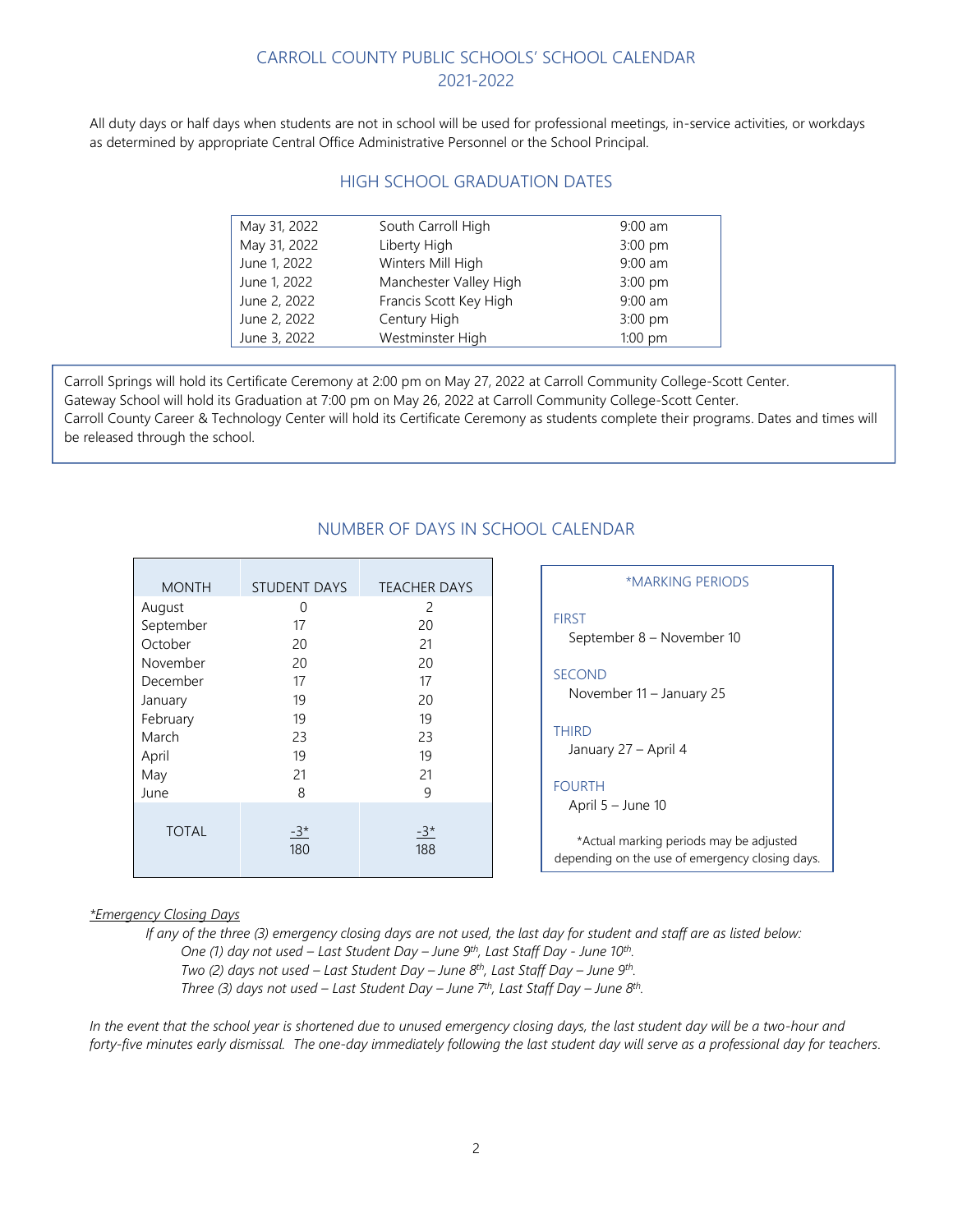# CARROLL COUNTY PUBLIC SCHOOLS' SCHOOL CALENDAR 2021-2022

All duty days or half days when students are not in school will be used for professional meetings, in-service activities, or workdays as determined by appropriate Central Office Administrative Personnel or the School Principal.

## HIGH SCHOOL GRADUATION DATES

| | | |
|---|---|---|
| May 31, 2022 | South Carroll High | 9:00 am |
| May 31, 2022 | Liberty High | 3:00 pm |
| June 1, 2022 | Winters Mill High | 9:00 am |
| June 1, 2022 | Manchester Valley High | 3:00 pm |
| June 2, 2022 | Francis Scott Key High | 9:00 am |
| June 2, 2022 | Century High | 3:00 pm |
| June 3, 2022 | Westminster High | 1:00 pm |

Carroll Springs will hold its Certificate Ceremony at 2:00 pm on May 27, 2022 at Carroll Community College-Scott Center.
Gateway School will hold its Graduation at 7:00 pm on May 26, 2022 at Carroll Community College-Scott Center.
Carroll County Career & Technology Center will hold its Certificate Ceremony as students complete their programs. Dates and times will be released through the school.

## NUMBER OF DAYS IN SCHOOL CALENDAR

| MONTH | STUDENT DAYS | TEACHER DAYS |
|---|---|---|
| August | 0 | 2 |
| September | 17 | 20 |
| October | 20 | 21 |
| November | 20 | 20 |
| December | 17 | 17 |
| January | 19 | 20 |
| February | 19 | 19 |
| March | 23 | 23 |
| April | 19 | 19 |
| May | 21 | 21 |
| June | 8 | 9 |
| TOTAL | -3* 180 | -3* 188 |

### *MARKING PERIODS

**FIRST**
September 8 – November 10

**SECOND**
November 11 – January 25

**THIRD**
January 27 – April 4

**FOURTH**
April 5 – June 10

*Actual marking periods may be adjusted depending on the use of emergency closing days.

*Emergency Closing Days*

*If any of the three (3) emergency closing days are not used, the last day for student and staff are as listed below:*
*One (1) day not used – Last Student Day – June 9th, Last Staff Day - June 10th.*
*Two (2) days not used – Last Student Day – June 8th, Last Staff Day – June 9th.*
*Three (3) days not used – Last Student Day – June 7th, Last Staff Day – June 8th.*

*In the event that the school year is shortened due to unused emergency closing days, the last student day will be a two-hour and forty-five minutes early dismissal. The one-day immediately following the last student day will serve as a professional day for teachers.*